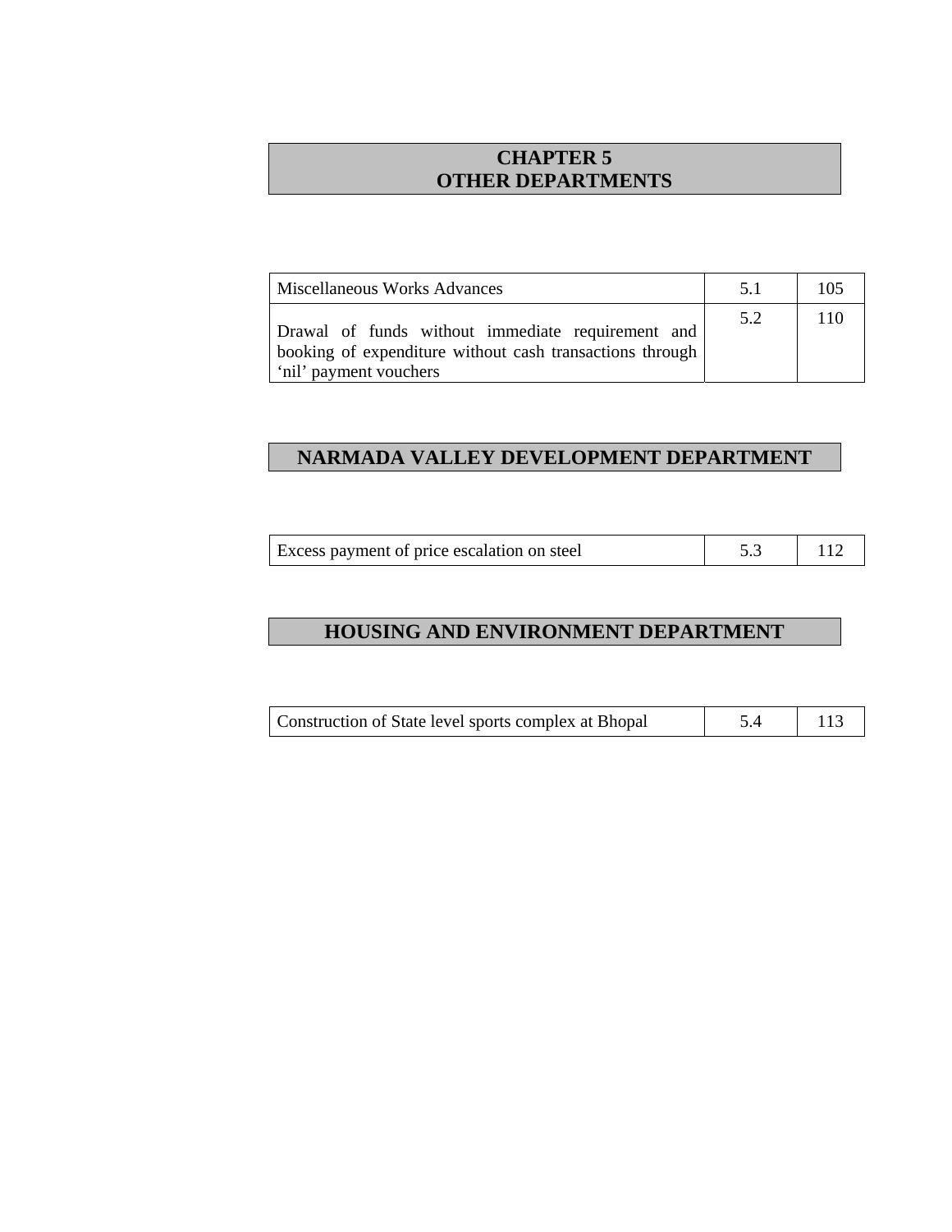# CHAPTER 5
# OTHER DEPARTMENTS

| | | |
|---|---|---|
| Miscellaneous Works Advances | 5.1 | 105 |
| Drawal of funds without immediate requirement and booking of expenditure without cash transactions through 'nil' payment vouchers | 5.2 | 110 |

## NARMADA VALLEY DEVELOPMENT DEPARTMENT

| | | |
|---|---|---|
| Excess payment of price escalation on steel | 5.3 | 112 |

## HOUSING AND ENVIRONMENT DEPARTMENT

| | | |
|---|---|---|
| Construction of State level sports complex at Bhopal | 5.4 | 113 |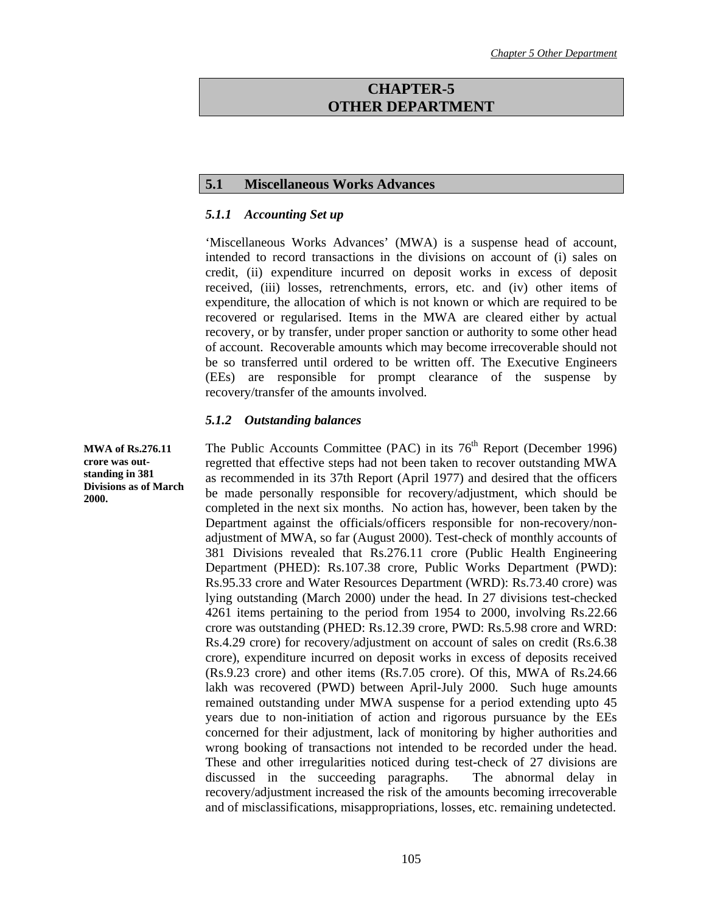# CHAPTER-5
# OTHER DEPARTMENT

## 5.1 Miscellaneous Works Advances

### *5.1.1 Accounting Set up*

'Miscellaneous Works Advances' (MWA) is a suspense head of account, intended to record transactions in the divisions on account of (i) sales on credit, (ii) expenditure incurred on deposit works in excess of deposit received, (iii) losses, retrenchments, errors, etc. and (iv) other items of expenditure, the allocation of which is not known or which are required to be recovered or regularised. Items in the MWA are cleared either by actual recovery, or by transfer, under proper sanction or authority to some other head of account. Recoverable amounts which may become irrecoverable should not be so transferred until ordered to be written off. The Executive Engineers (EEs) are responsible for prompt clearance of the suspense by recovery/transfer of the amounts involved.

### *5.1.2 Outstanding balances*

**MWA of Rs.276.11 crore was outstanding in 381 Divisions as of March 2000.**

The Public Accounts Committee (PAC) in its 76th Report (December 1996) regretted that effective steps had not been taken to recover outstanding MWA as recommended in its 37th Report (April 1977) and desired that the officers be made personally responsible for recovery/adjustment, which should be completed in the next six months. No action has, however, been taken by the Department against the officials/officers responsible for non-recovery/non-adjustment of MWA, so far (August 2000). Test-check of monthly accounts of 381 Divisions revealed that Rs.276.11 crore (Public Health Engineering Department (PHED): Rs.107.38 crore, Public Works Department (PWD): Rs.95.33 crore and Water Resources Department (WRD): Rs.73.40 crore) was lying outstanding (March 2000) under the head. In 27 divisions test-checked 4261 items pertaining to the period from 1954 to 2000, involving Rs.22.66 crore was outstanding (PHED: Rs.12.39 crore, PWD: Rs.5.98 crore and WRD: Rs.4.29 crore) for recovery/adjustment on account of sales on credit (Rs.6.38 crore), expenditure incurred on deposit works in excess of deposits received (Rs.9.23 crore) and other items (Rs.7.05 crore). Of this, MWA of Rs.24.66 lakh was recovered (PWD) between April-July 2000. Such huge amounts remained outstanding under MWA suspense for a period extending upto 45 years due to non-initiation of action and rigorous pursuance by the EEs concerned for their adjustment, lack of monitoring by higher authorities and wrong booking of transactions not intended to be recorded under the head. These and other irregularities noticed during test-check of 27 divisions are discussed in the succeeding paragraphs. The abnormal delay in recovery/adjustment increased the risk of the amounts becoming irrecoverable and of misclassifications, misappropriations, losses, etc. remaining undetected.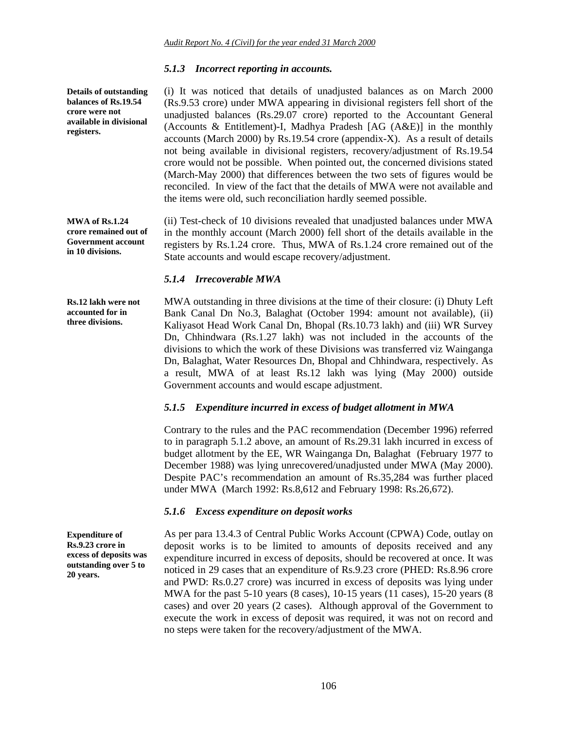### *5.1.3 Incorrect reporting in accounts.*

**Details of outstanding balances of Rs.19.54 crore were not available in divisional registers.**

(i) It was noticed that details of unadjusted balances as on March 2000 (Rs.9.53 crore) under MWA appearing in divisional registers fell short of the unadjusted balances (Rs.29.07 crore) reported to the Accountant General (Accounts & Entitlement)-I, Madhya Pradesh [AG (A&E)] in the monthly accounts (March 2000) by Rs.19.54 crore (appendix-X). As a result of details not being available in divisional registers, recovery/adjustment of Rs.19.54 crore would not be possible. When pointed out, the concerned divisions stated (March-May 2000) that differences between the two sets of figures would be reconciled. In view of the fact that the details of MWA were not available and the items were old, such reconciliation hardly seemed possible.

**MWA of Rs.1.24 crore remained out of Government account in 10 divisions.**

(ii) Test-check of 10 divisions revealed that unadjusted balances under MWA in the monthly account (March 2000) fell short of the details available in the registers by Rs.1.24 crore. Thus, MWA of Rs.1.24 crore remained out of the State accounts and would escape recovery/adjustment.

### *5.1.4 Irrecoverable MWA*

**Rs.12 lakh were not accounted for in three divisions.**

MWA outstanding in three divisions at the time of their closure: (i) Dhuty Left Bank Canal Dn No.3, Balaghat (October 1994: amount not available), (ii) Kaliyasot Head Work Canal Dn, Bhopal (Rs.10.73 lakh) and (iii) WR Survey Dn, Chhindwara (Rs.1.27 lakh) was not included in the accounts of the divisions to which the work of these Divisions was transferred viz Wainganga Dn, Balaghat, Water Resources Dn, Bhopal and Chhindwara, respectively. As a result, MWA of at least Rs.12 lakh was lying (May 2000) outside Government accounts and would escape adjustment.

### *5.1.5 Expenditure incurred in excess of budget allotment in MWA*

Contrary to the rules and the PAC recommendation (December 1996) referred to in paragraph 5.1.2 above, an amount of Rs.29.31 lakh incurred in excess of budget allotment by the EE, WR Wainganga Dn, Balaghat (February 1977 to December 1988) was lying unrecovered/unadjusted under MWA (May 2000). Despite PAC's recommendation an amount of Rs.35,284 was further placed under MWA (March 1992: Rs.8,612 and February 1998: Rs.26,672).

### *5.1.6 Excess expenditure on deposit works*

**Expenditure of Rs.9.23 crore in excess of deposits was outstanding over 5 to 20 years.**

As per para 13.4.3 of Central Public Works Account (CPWA) Code, outlay on deposit works is to be limited to amounts of deposits received and any expenditure incurred in excess of deposits, should be recovered at once. It was noticed in 29 cases that an expenditure of Rs.9.23 crore (PHED: Rs.8.96 crore and PWD: Rs.0.27 crore) was incurred in excess of deposits was lying under MWA for the past 5-10 years (8 cases), 10-15 years (11 cases), 15-20 years (8 cases) and over 20 years (2 cases). Although approval of the Government to execute the work in excess of deposit was required, it was not on record and no steps were taken for the recovery/adjustment of the MWA.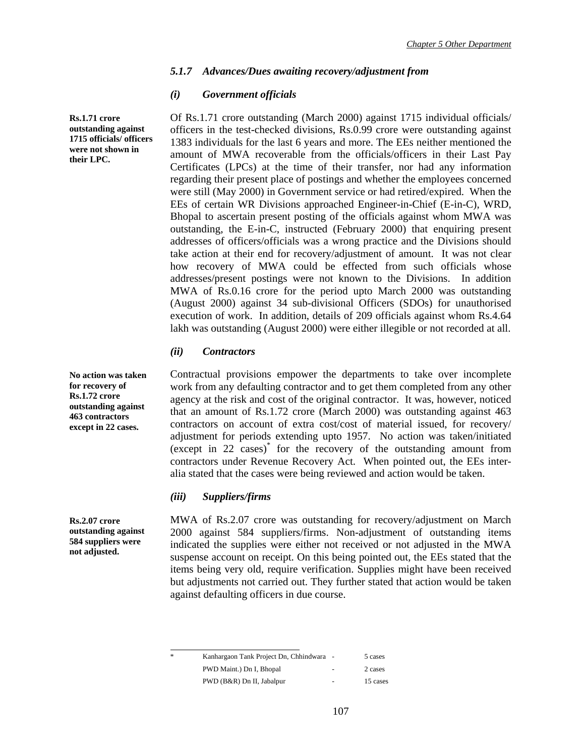### *5.1.7 Advances/Dues awaiting recovery/adjustment from*

#### *(i) Government officials*

**Rs.1.71 crore outstanding against 1715 officials/ officers were not shown in their LPC.**

Of Rs.1.71 crore outstanding (March 2000) against 1715 individual officials/ officers in the test-checked divisions, Rs.0.99 crore were outstanding against 1383 individuals for the last 6 years and more. The EEs neither mentioned the amount of MWA recoverable from the officials/officers in their Last Pay Certificates (LPCs) at the time of their transfer, nor had any information regarding their present place of postings and whether the employees concerned were still (May 2000) in Government service or had retired/expired. When the EEs of certain WR Divisions approached Engineer-in-Chief (E-in-C), WRD, Bhopal to ascertain present posting of the officials against whom MWA was outstanding, the E-in-C, instructed (February 2000) that enquiring present addresses of officers/officials was a wrong practice and the Divisions should take action at their end for recovery/adjustment of amount. It was not clear how recovery of MWA could be effected from such officials whose addresses/present postings were not known to the Divisions. In addition MWA of Rs.0.16 crore for the period upto March 2000 was outstanding (August 2000) against 34 sub-divisional Officers (SDOs) for unauthorised execution of work. In addition, details of 209 officials against whom Rs.4.64 lakh was outstanding (August 2000) were either illegible or not recorded at all.

#### *(ii) Contractors*

**No action was taken for recovery of Rs.1.72 crore outstanding against 463 contractors except in 22 cases.**

Contractual provisions empower the departments to take over incomplete work from any defaulting contractor and to get them completed from any other agency at the risk and cost of the original contractor. It was, however, noticed that an amount of Rs.1.72 crore (March 2000) was outstanding against 463 contractors on account of extra cost/cost of material issued, for recovery/ adjustment for periods extending upto 1957. No action was taken/initiated (except in 22 cases)* for the recovery of the outstanding amount from contractors under Revenue Recovery Act. When pointed out, the EEs inter-alia stated that the cases were being reviewed and action would be taken.

#### *(iii) Suppliers/firms*

**Rs.2.07 crore outstanding against 584 suppliers were not adjusted.**

MWA of Rs.2.07 crore was outstanding for recovery/adjustment on March 2000 against 584 suppliers/firms. Non-adjustment of outstanding items indicated the supplies were either not received or not adjusted in the MWA suspense account on receipt. On this being pointed out, the EEs stated that the items being very old, require verification. Supplies might have been received but adjustments not carried out. They further stated that action would be taken against defaulting officers in due course.

---

\* Kanhargaon Tank Project Dn, Chhindwara - 5 cases
PWD Maint.) Dn I, Bhopal - 2 cases
PWD (B&R) Dn II, Jabalpur - 15 cases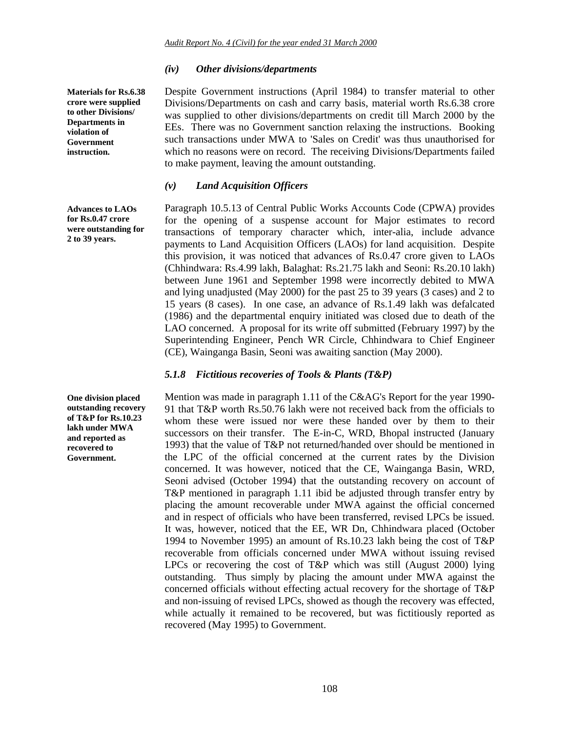### *(iv) Other divisions/departments*

**Materials for Rs.6.38 crore were supplied to other Divisions/ Departments in violation of Government instruction.**

Despite Government instructions (April 1984) to transfer material to other Divisions/Departments on cash and carry basis, material worth Rs.6.38 crore was supplied to other divisions/departments on credit till March 2000 by the EEs. There was no Government sanction relaxing the instructions. Booking such transactions under MWA to 'Sales on Credit' was thus unauthorised for which no reasons were on record. The receiving Divisions/Departments failed to make payment, leaving the amount outstanding.

### *(v) Land Acquisition Officers*

**Advances to LAOs for Rs.0.47 crore were outstanding for 2 to 39 years.**

Paragraph 10.5.13 of Central Public Works Accounts Code (CPWA) provides for the opening of a suspense account for Major estimates to record transactions of temporary character which, inter-alia, include advance payments to Land Acquisition Officers (LAOs) for land acquisition. Despite this provision, it was noticed that advances of Rs.0.47 crore given to LAOs (Chhindwara: Rs.4.99 lakh, Balaghat: Rs.21.75 lakh and Seoni: Rs.20.10 lakh) between June 1961 and September 1998 were incorrectly debited to MWA and lying unadjusted (May 2000) for the past 25 to 39 years (3 cases) and 2 to 15 years (8 cases). In one case, an advance of Rs.1.49 lakh was defalcated (1986) and the departmental enquiry initiated was closed due to death of the LAO concerned. A proposal for its write off submitted (February 1997) by the Superintending Engineer, Pench WR Circle, Chhindwara to Chief Engineer (CE), Wainganga Basin, Seoni was awaiting sanction (May 2000).

### *5.1.8 Fictitious recoveries of Tools & Plants (T&P)*

**One division placed outstanding recovery of T&P for Rs.10.23 lakh under MWA and reported as recovered to Government.**

Mention was made in paragraph 1.11 of the C&AG's Report for the year 1990-91 that T&P worth Rs.50.76 lakh were not received back from the officials to whom these were issued nor were these handed over by them to their successors on their transfer. The E-in-C, WRD, Bhopal instructed (January 1993) that the value of T&P not returned/handed over should be mentioned in the LPC of the official concerned at the current rates by the Division concerned. It was however, noticed that the CE, Wainganga Basin, WRD, Seoni advised (October 1994) that the outstanding recovery on account of T&P mentioned in paragraph 1.11 ibid be adjusted through transfer entry by placing the amount recoverable under MWA against the official concerned and in respect of officials who have been transferred, revised LPCs be issued. It was, however, noticed that the EE, WR Dn, Chhindwara placed (October 1994 to November 1995) an amount of Rs.10.23 lakh being the cost of T&P recoverable from officials concerned under MWA without issuing revised LPCs or recovering the cost of T&P which was still (August 2000) lying outstanding. Thus simply by placing the amount under MWA against the concerned officials without effecting actual recovery for the shortage of T&P and non-issuing of revised LPCs, showed as though the recovery was effected, while actually it remained to be recovered, but was fictitiously reported as recovered (May 1995) to Government.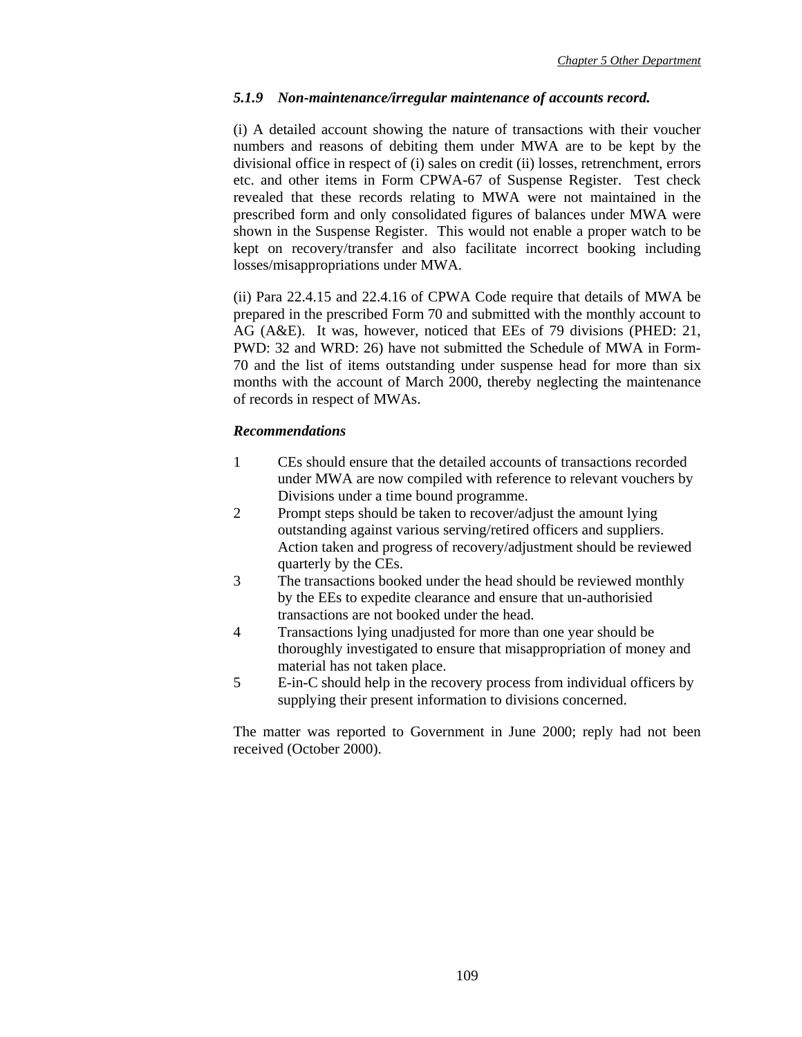### *5.1.9 Non-maintenance/irregular maintenance of accounts record.*

(i) A detailed account showing the nature of transactions with their voucher numbers and reasons of debiting them under MWA are to be kept by the divisional office in respect of (i) sales on credit (ii) losses, retrenchment, errors etc. and other items in Form CPWA-67 of Suspense Register. Test check revealed that these records relating to MWA were not maintained in the prescribed form and only consolidated figures of balances under MWA were shown in the Suspense Register. This would not enable a proper watch to be kept on recovery/transfer and also facilitate incorrect booking including losses/misappropriations under MWA.

(ii) Para 22.4.15 and 22.4.16 of CPWA Code require that details of MWA be prepared in the prescribed Form 70 and submitted with the monthly account to AG (A&E). It was, however, noticed that EEs of 79 divisions (PHED: 21, PWD: 32 and WRD: 26) have not submitted the Schedule of MWA in Form-70 and the list of items outstanding under suspense head for more than six months with the account of March 2000, thereby neglecting the maintenance of records in respect of MWAs.

***Recommendations***

1. CEs should ensure that the detailed accounts of transactions recorded under MWA are now compiled with reference to relevant vouchers by Divisions under a time bound programme.
2. Prompt steps should be taken to recover/adjust the amount lying outstanding against various serving/retired officers and suppliers. Action taken and progress of recovery/adjustment should be reviewed quarterly by the CEs.
3. The transactions booked under the head should be reviewed monthly by the EEs to expedite clearance and ensure that un-authorisied transactions are not booked under the head.
4. Transactions lying unadjusted for more than one year should be thoroughly investigated to ensure that misappropriation of money and material has not taken place.
5. E-in-C should help in the recovery process from individual officers by supplying their present information to divisions concerned.

The matter was reported to Government in June 2000; reply had not been received (October 2000).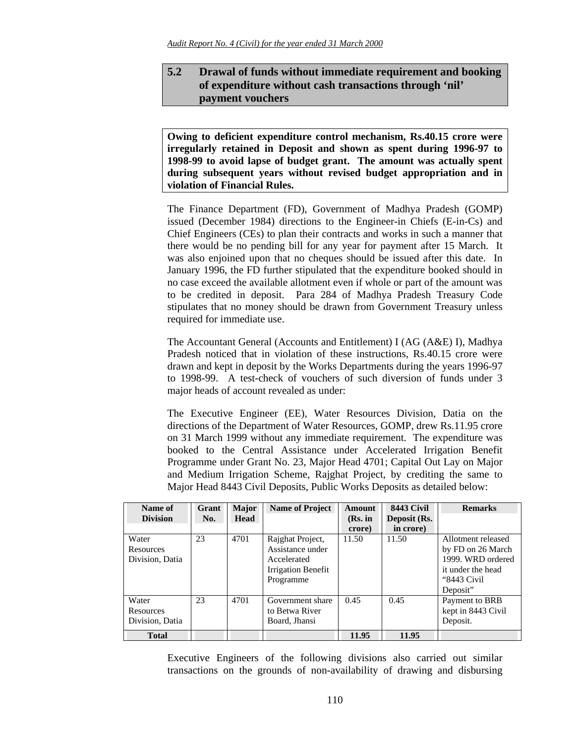## 5.2 Drawal of funds without immediate requirement and booking of expenditure without cash transactions through 'nil' payment vouchers

**Owing to deficient expenditure control mechanism, Rs.40.15 crore were irregularly retained in Deposit and shown as spent during 1996-97 to 1998-99 to avoid lapse of budget grant. The amount was actually spent during subsequent years without revised budget appropriation and in violation of Financial Rules.**

The Finance Department (FD), Government of Madhya Pradesh (GOMP) issued (December 1984) directions to the Engineer-in Chiefs (E-in-Cs) and Chief Engineers (CEs) to plan their contracts and works in such a manner that there would be no pending bill for any year for payment after 15 March. It was also enjoined upon that no cheques should be issued after this date. In January 1996, the FD further stipulated that the expenditure booked should in no case exceed the available allotment even if whole or part of the amount was to be credited in deposit. Para 284 of Madhya Pradesh Treasury Code stipulates that no money should be drawn from Government Treasury unless required for immediate use.

The Accountant General (Accounts and Entitlement) I (AG (A&E) I), Madhya Pradesh noticed that in violation of these instructions, Rs.40.15 crore were drawn and kept in deposit by the Works Departments during the years 1996-97 to 1998-99. A test-check of vouchers of such diversion of funds under 3 major heads of account revealed as under:

The Executive Engineer (EE), Water Resources Division, Datia on the directions of the Department of Water Resources, GOMP, drew Rs.11.95 crore on 31 March 1999 without any immediate requirement. The expenditure was booked to the Central Assistance under Accelerated Irrigation Benefit Programme under Grant No. 23, Major Head 4701; Capital Out Lay on Major and Medium Irrigation Scheme, Rajghat Project, by crediting the same to Major Head 8443 Civil Deposits, Public Works Deposits as detailed below:

| Name of Division | Grant No. | Major Head | Name of Project | Amount (Rs. in crore) | 8443 Civil Deposit (Rs. in crore) | Remarks |
|---|---|---|---|---|---|---|
| Water Resources Division, Datia | 23 | 4701 | Rajghat Project, Assistance under Accelerated Irrigation Benefit Programme | 11.50 | 11.50 | Allotment released by FD on 26 March 1999. WRD ordered it under the head "8443 Civil Deposit" |
| Water Resources Division, Datia | 23 | 4701 | Government share to Betwa River Board, Jhansi | 0.45 | 0.45 | Payment to BRB kept in 8443 Civil Deposit. |
| **Total** | | | | **11.95** | **11.95** | |

Executive Engineers of the following divisions also carried out similar transactions on the grounds of non-availability of drawing and disbursing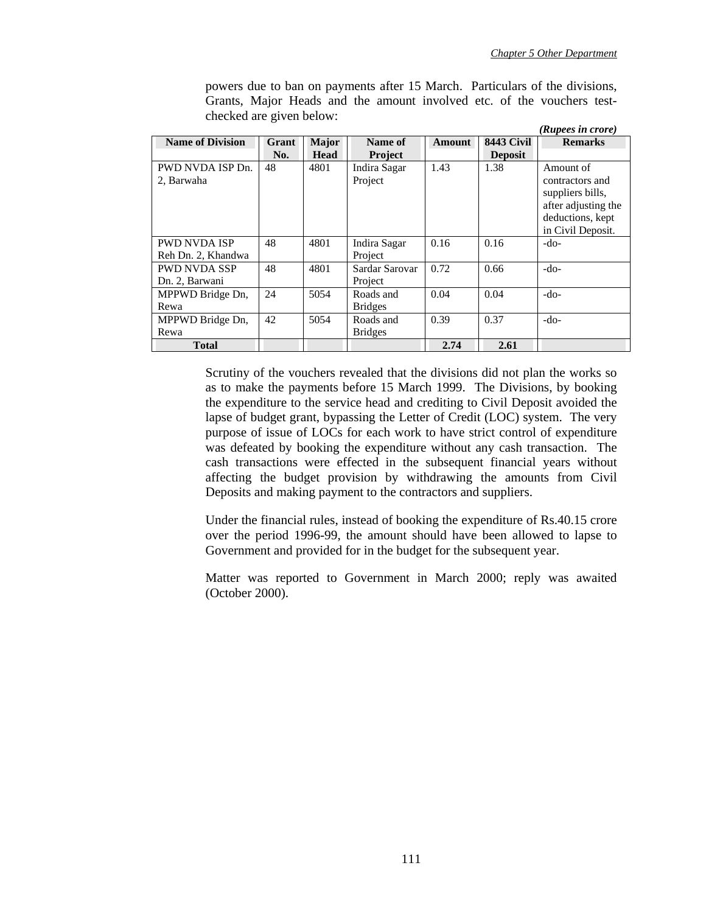powers due to ban on payments after 15 March. Particulars of the divisions, Grants, Major Heads and the amount involved etc. of the vouchers test-checked are given below:

*(Rupees in crore)*

| Name of Division | Grant No. | Major Head | Name of Project | Amount | 8443 Civil Deposit | Remarks |
|---|---|---|---|---|---|---|
| PWD NVDA ISP Dn. 2, Barwaha | 48 | 4801 | Indira Sagar Project | 1.43 | 1.38 | Amount of contractors and suppliers bills, after adjusting the deductions, kept in Civil Deposit. |
| PWD NVDA ISP Reh Dn. 2, Khandwa | 48 | 4801 | Indira Sagar Project | 0.16 | 0.16 | -do- |
| PWD NVDA SSP Dn. 2, Barwani | 48 | 4801 | Sardar Sarovar Project | 0.72 | 0.66 | -do- |
| MPPWD Bridge Dn, Rewa | 24 | 5054 | Roads and Bridges | 0.04 | 0.04 | -do- |
| MPPWD Bridge Dn, Rewa | 42 | 5054 | Roads and Bridges | 0.39 | 0.37 | -do- |
| **Total** | | | | **2.74** | **2.61** | |

Scrutiny of the vouchers revealed that the divisions did not plan the works so as to make the payments before 15 March 1999. The Divisions, by booking the expenditure to the service head and crediting to Civil Deposit avoided the lapse of budget grant, bypassing the Letter of Credit (LOC) system. The very purpose of issue of LOCs for each work to have strict control of expenditure was defeated by booking the expenditure without any cash transaction. The cash transactions were effected in the subsequent financial years without affecting the budget provision by withdrawing the amounts from Civil Deposits and making payment to the contractors and suppliers.

Under the financial rules, instead of booking the expenditure of Rs.40.15 crore over the period 1996-99, the amount should have been allowed to lapse to Government and provided for in the budget for the subsequent year.

Matter was reported to Government in March 2000; reply was awaited (October 2000).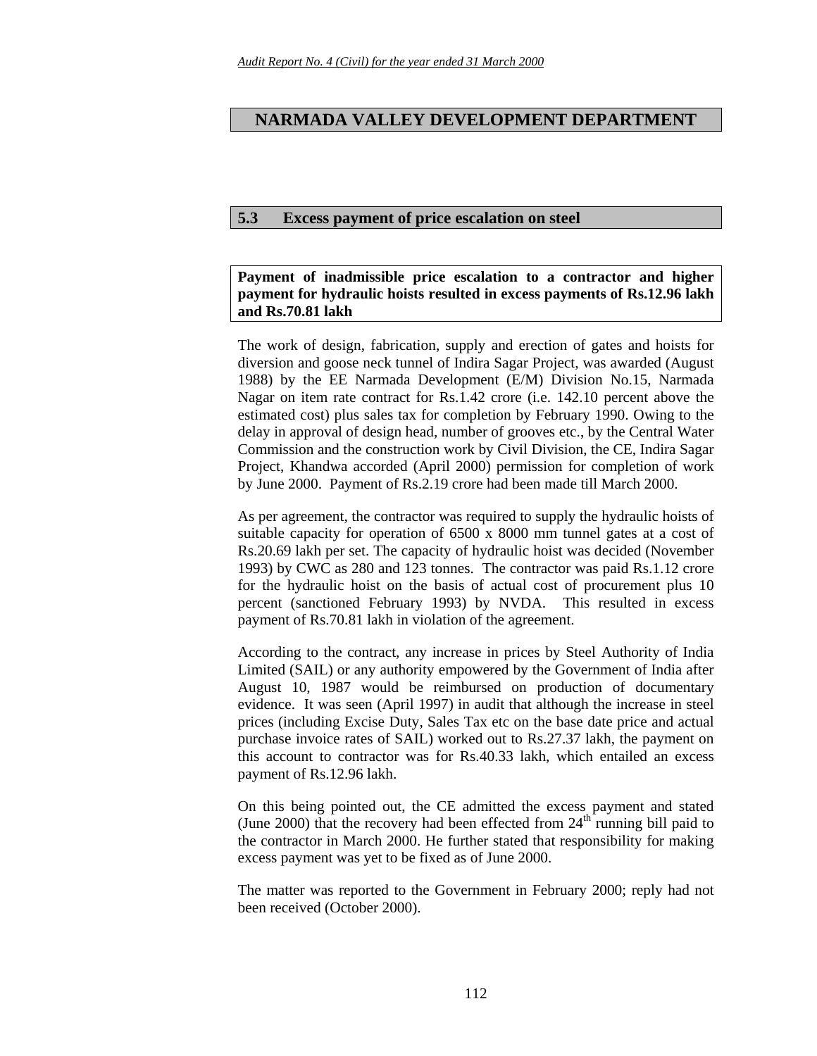## NARMADA VALLEY DEVELOPMENT DEPARTMENT

### 5.3 Excess payment of price escalation on steel

**Payment of inadmissible price escalation to a contractor and higher payment for hydraulic hoists resulted in excess payments of Rs.12.96 lakh and Rs.70.81 lakh**

The work of design, fabrication, supply and erection of gates and hoists for diversion and goose neck tunnel of Indira Sagar Project, was awarded (August 1988) by the EE Narmada Development (E/M) Division No.15, Narmada Nagar on item rate contract for Rs.1.42 crore (i.e. 142.10 percent above the estimated cost) plus sales tax for completion by February 1990. Owing to the delay in approval of design head, number of grooves etc., by the Central Water Commission and the construction work by Civil Division, the CE, Indira Sagar Project, Khandwa accorded (April 2000) permission for completion of work by June 2000. Payment of Rs.2.19 crore had been made till March 2000.

As per agreement, the contractor was required to supply the hydraulic hoists of suitable capacity for operation of 6500 x 8000 mm tunnel gates at a cost of Rs.20.69 lakh per set. The capacity of hydraulic hoist was decided (November 1993) by CWC as 280 and 123 tonnes. The contractor was paid Rs.1.12 crore for the hydraulic hoist on the basis of actual cost of procurement plus 10 percent (sanctioned February 1993) by NVDA. This resulted in excess payment of Rs.70.81 lakh in violation of the agreement.

According to the contract, any increase in prices by Steel Authority of India Limited (SAIL) or any authority empowered by the Government of India after August 10, 1987 would be reimbursed on production of documentary evidence. It was seen (April 1997) in audit that although the increase in steel prices (including Excise Duty, Sales Tax etc on the base date price and actual purchase invoice rates of SAIL) worked out to Rs.27.37 lakh, the payment on this account to contractor was for Rs.40.33 lakh, which entailed an excess payment of Rs.12.96 lakh.

On this being pointed out, the CE admitted the excess payment and stated (June 2000) that the recovery had been effected from 24th running bill paid to the contractor in March 2000. He further stated that responsibility for making excess payment was yet to be fixed as of June 2000.

The matter was reported to the Government in February 2000; reply had not been received (October 2000).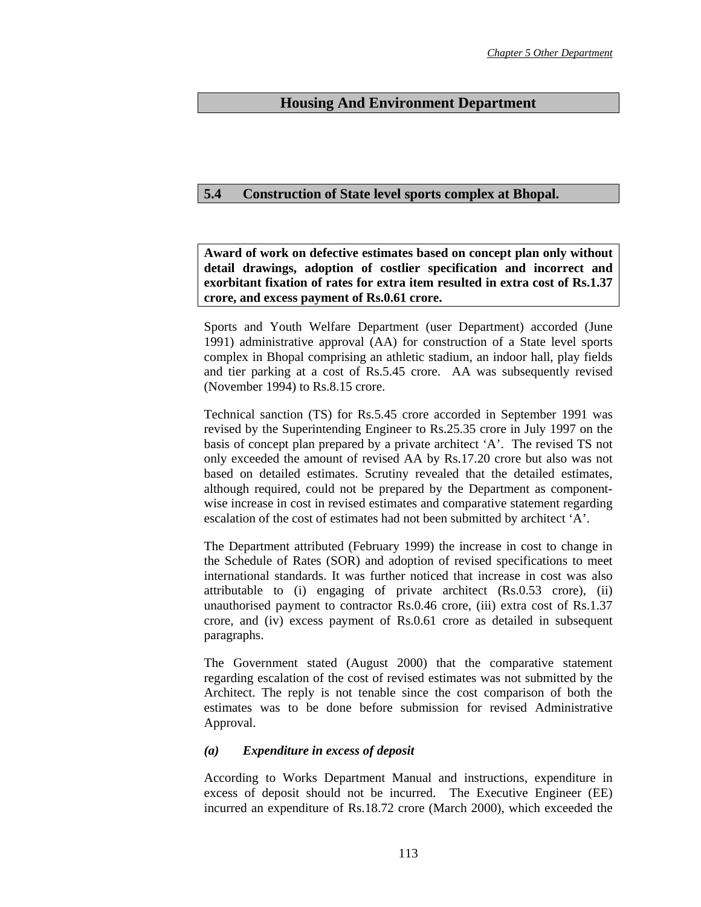## Housing And Environment Department

### 5.4 Construction of State level sports complex at Bhopal.

**Award of work on defective estimates based on concept plan only without detail drawings, adoption of costlier specification and incorrect and exorbitant fixation of rates for extra item resulted in extra cost of Rs.1.37 crore, and excess payment of Rs.0.61 crore.**

Sports and Youth Welfare Department (user Department) accorded (June 1991) administrative approval (AA) for construction of a State level sports complex in Bhopal comprising an athletic stadium, an indoor hall, play fields and tier parking at a cost of Rs.5.45 crore. AA was subsequently revised (November 1994) to Rs.8.15 crore.

Technical sanction (TS) for Rs.5.45 crore accorded in September 1991 was revised by the Superintending Engineer to Rs.25.35 crore in July 1997 on the basis of concept plan prepared by a private architect 'A'. The revised TS not only exceeded the amount of revised AA by Rs.17.20 crore but also was not based on detailed estimates. Scrutiny revealed that the detailed estimates, although required, could not be prepared by the Department as component-wise increase in cost in revised estimates and comparative statement regarding escalation of the cost of estimates had not been submitted by architect 'A'.

The Department attributed (February 1999) the increase in cost to change in the Schedule of Rates (SOR) and adoption of revised specifications to meet international standards. It was further noticed that increase in cost was also attributable to (i) engaging of private architect (Rs.0.53 crore), (ii) unauthorised payment to contractor Rs.0.46 crore, (iii) extra cost of Rs.1.37 crore, and (iv) excess payment of Rs.0.61 crore as detailed in subsequent paragraphs.

The Government stated (August 2000) that the comparative statement regarding escalation of the cost of revised estimates was not submitted by the Architect. The reply is not tenable since the cost comparison of both the estimates was to be done before submission for revised Administrative Approval.

#### *(a) Expenditure in excess of deposit*

According to Works Department Manual and instructions, expenditure in excess of deposit should not be incurred. The Executive Engineer (EE) incurred an expenditure of Rs.18.72 crore (March 2000), which exceeded the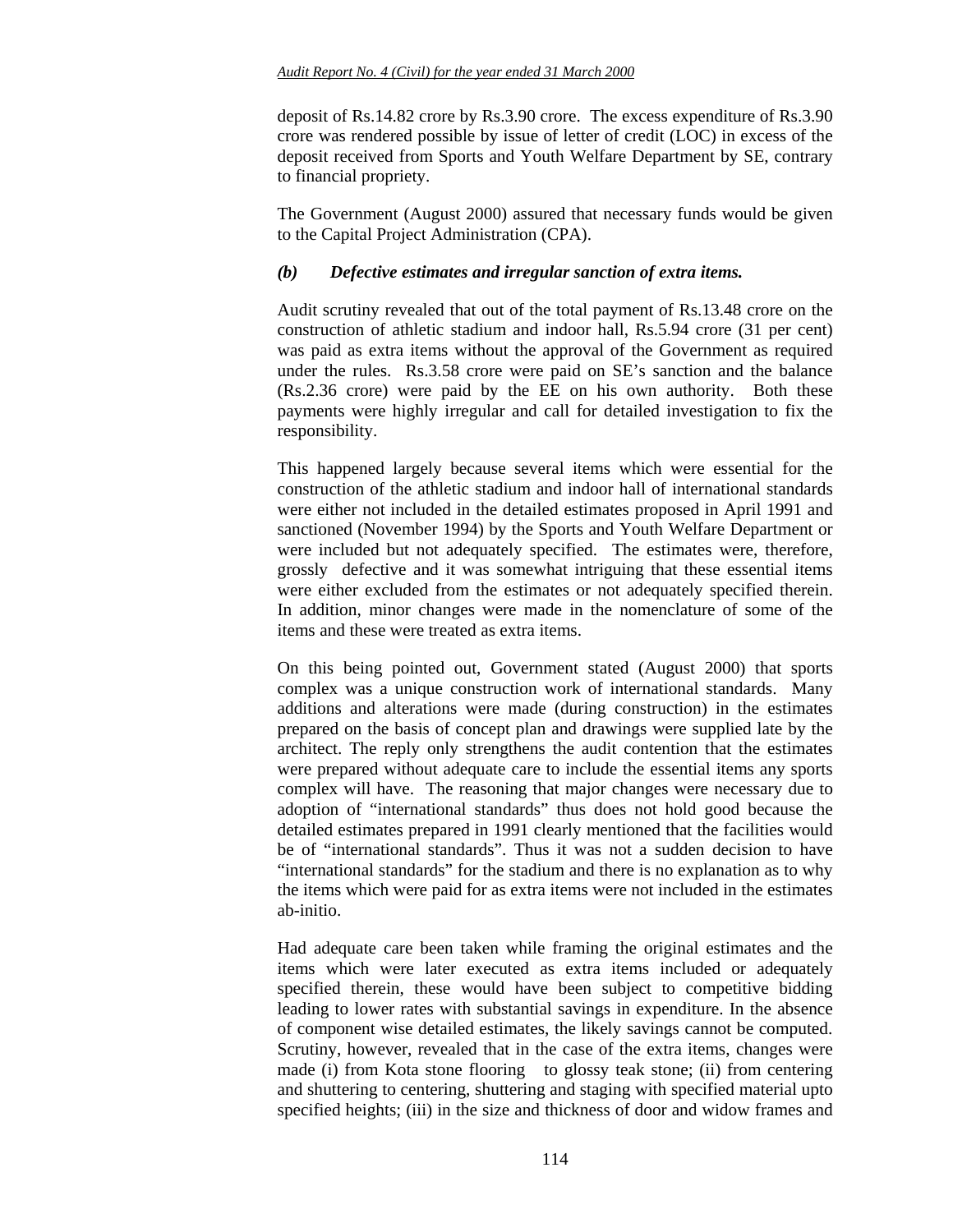deposit of Rs.14.82 crore by Rs.3.90 crore. The excess expenditure of Rs.3.90 crore was rendered possible by issue of letter of credit (LOC) in excess of the deposit received from Sports and Youth Welfare Department by SE, contrary to financial propriety.

The Government (August 2000) assured that necessary funds would be given to the Capital Project Administration (CPA).

***(b) Defective estimates and irregular sanction of extra items.***

Audit scrutiny revealed that out of the total payment of Rs.13.48 crore on the construction of athletic stadium and indoor hall, Rs.5.94 crore (31 per cent) was paid as extra items without the approval of the Government as required under the rules. Rs.3.58 crore were paid on SE's sanction and the balance (Rs.2.36 crore) were paid by the EE on his own authority. Both these payments were highly irregular and call for detailed investigation to fix the responsibility.

This happened largely because several items which were essential for the construction of the athletic stadium and indoor hall of international standards were either not included in the detailed estimates proposed in April 1991 and sanctioned (November 1994) by the Sports and Youth Welfare Department or were included but not adequately specified. The estimates were, therefore, grossly defective and it was somewhat intriguing that these essential items were either excluded from the estimates or not adequately specified therein. In addition, minor changes were made in the nomenclature of some of the items and these were treated as extra items.

On this being pointed out, Government stated (August 2000) that sports complex was a unique construction work of international standards. Many additions and alterations were made (during construction) in the estimates prepared on the basis of concept plan and drawings were supplied late by the architect. The reply only strengthens the audit contention that the estimates were prepared without adequate care to include the essential items any sports complex will have. The reasoning that major changes were necessary due to adoption of "international standards" thus does not hold good because the detailed estimates prepared in 1991 clearly mentioned that the facilities would be of "international standards". Thus it was not a sudden decision to have "international standards" for the stadium and there is no explanation as to why the items which were paid for as extra items were not included in the estimates ab-initio.

Had adequate care been taken while framing the original estimates and the items which were later executed as extra items included or adequately specified therein, these would have been subject to competitive bidding leading to lower rates with substantial savings in expenditure. In the absence of component wise detailed estimates, the likely savings cannot be computed. Scrutiny, however, revealed that in the case of the extra items, changes were made (i) from Kota stone flooring to glossy teak stone; (ii) from centering and shuttering to centering, shuttering and staging with specified material upto specified heights; (iii) in the size and thickness of door and widow frames and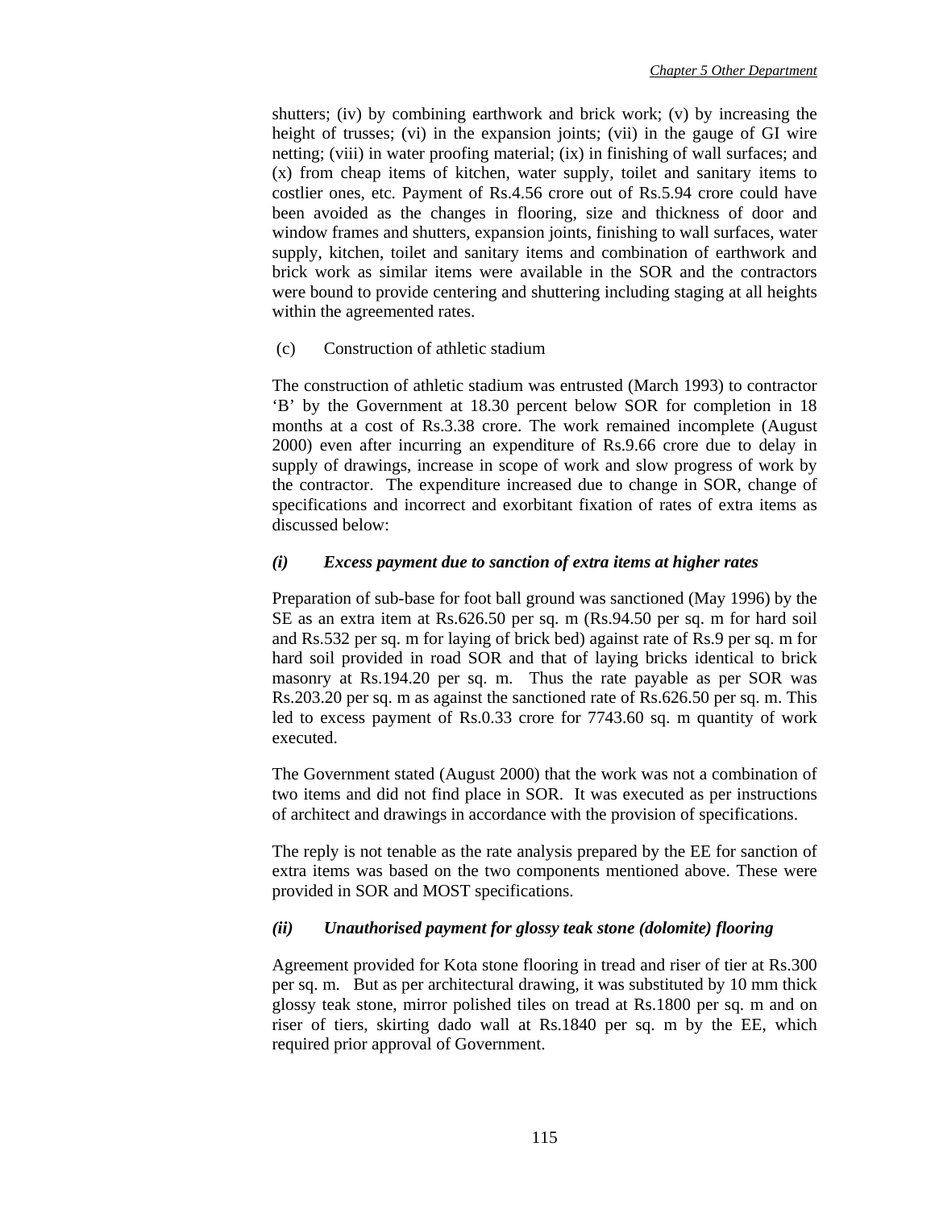shutters; (iv) by combining earthwork and brick work; (v) by increasing the height of trusses; (vi) in the expansion joints; (vii) in the gauge of GI wire netting; (viii) in water proofing material; (ix) in finishing of wall surfaces; and (x) from cheap items of kitchen, water supply, toilet and sanitary items to costlier ones, etc. Payment of Rs.4.56 crore out of Rs.5.94 crore could have been avoided as the changes in flooring, size and thickness of door and window frames and shutters, expansion joints, finishing to wall surfaces, water supply, kitchen, toilet and sanitary items and combination of earthwork and brick work as similar items were available in the SOR and the contractors were bound to provide centering and shuttering including staging at all heights within the agreemented rates.

(c) Construction of athletic stadium

The construction of athletic stadium was entrusted (March 1993) to contractor 'B' by the Government at 18.30 percent below SOR for completion in 18 months at a cost of Rs.3.38 crore. The work remained incomplete (August 2000) even after incurring an expenditure of Rs.9.66 crore due to delay in supply of drawings, increase in scope of work and slow progress of work by the contractor. The expenditure increased due to change in SOR, change of specifications and incorrect and exorbitant fixation of rates of extra items as discussed below:

***(i) Excess payment due to sanction of extra items at higher rates***

Preparation of sub-base for foot ball ground was sanctioned (May 1996) by the SE as an extra item at Rs.626.50 per sq. m (Rs.94.50 per sq. m for hard soil and Rs.532 per sq. m for laying of brick bed) against rate of Rs.9 per sq. m for hard soil provided in road SOR and that of laying bricks identical to brick masonry at Rs.194.20 per sq. m. Thus the rate payable as per SOR was Rs.203.20 per sq. m as against the sanctioned rate of Rs.626.50 per sq. m. This led to excess payment of Rs.0.33 crore for 7743.60 sq. m quantity of work executed.

The Government stated (August 2000) that the work was not a combination of two items and did not find place in SOR. It was executed as per instructions of architect and drawings in accordance with the provision of specifications.

The reply is not tenable as the rate analysis prepared by the EE for sanction of extra items was based on the two components mentioned above. These were provided in SOR and MOST specifications.

***(ii) Unauthorised payment for glossy teak stone (dolomite) flooring***

Agreement provided for Kota stone flooring in tread and riser of tier at Rs.300 per sq. m. But as per architectural drawing, it was substituted by 10 mm thick glossy teak stone, mirror polished tiles on tread at Rs.1800 per sq. m and on riser of tiers, skirting dado wall at Rs.1840 per sq. m by the EE, which required prior approval of Government.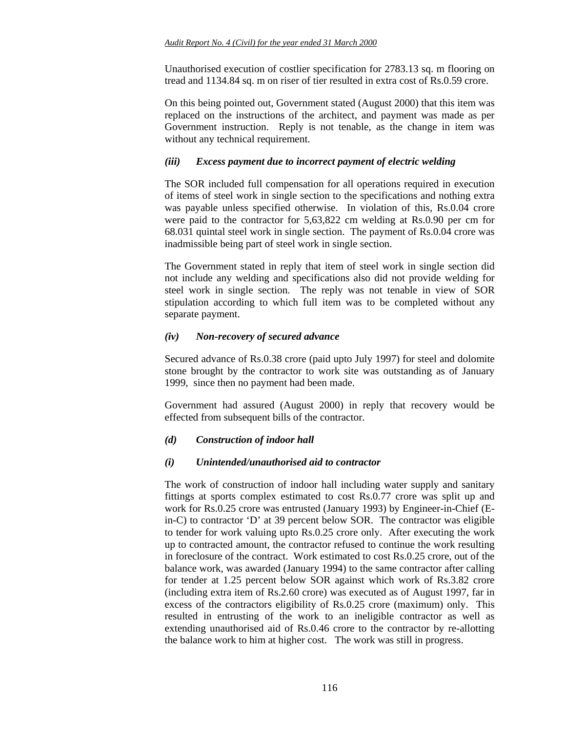Unauthorised execution of costlier specification for 2783.13 sq. m flooring on tread and 1134.84 sq. m on riser of tier resulted in extra cost of Rs.0.59 crore.

On this being pointed out, Government stated (August 2000) that this item was replaced on the instructions of the architect, and payment was made as per Government instruction. Reply is not tenable, as the change in item was without any technical requirement.

### *(iii) Excess payment due to incorrect payment of electric welding*

The SOR included full compensation for all operations required in execution of items of steel work in single section to the specifications and nothing extra was payable unless specified otherwise. In violation of this, Rs.0.04 crore were paid to the contractor for 5,63,822 cm welding at Rs.0.90 per cm for 68.031 quintal steel work in single section. The payment of Rs.0.04 crore was inadmissible being part of steel work in single section.

The Government stated in reply that item of steel work in single section did not include any welding and specifications also did not provide welding for steel work in single section. The reply was not tenable in view of SOR stipulation according to which full item was to be completed without any separate payment.

### *(iv) Non-recovery of secured advance*

Secured advance of Rs.0.38 crore (paid upto July 1997) for steel and dolomite stone brought by the contractor to work site was outstanding as of January 1999, since then no payment had been made.

Government had assured (August 2000) in reply that recovery would be effected from subsequent bills of the contractor.

### *(d) Construction of indoor hall*

### *(i) Unintended/unauthorised aid to contractor*

The work of construction of indoor hall including water supply and sanitary fittings at sports complex estimated to cost Rs.0.77 crore was split up and work for Rs.0.25 crore was entrusted (January 1993) by Engineer-in-Chief (E-in-C) to contractor 'D' at 39 percent below SOR. The contractor was eligible to tender for work valuing upto Rs.0.25 crore only. After executing the work up to contracted amount, the contractor refused to continue the work resulting in foreclosure of the contract. Work estimated to cost Rs.0.25 crore, out of the balance work, was awarded (January 1994) to the same contractor after calling for tender at 1.25 percent below SOR against which work of Rs.3.82 crore (including extra item of Rs.2.60 crore) was executed as of August 1997, far in excess of the contractors eligibility of Rs.0.25 crore (maximum) only. This resulted in entrusting of the work to an ineligible contractor as well as extending unauthorised aid of Rs.0.46 crore to the contractor by re-allotting the balance work to him at higher cost. The work was still in progress.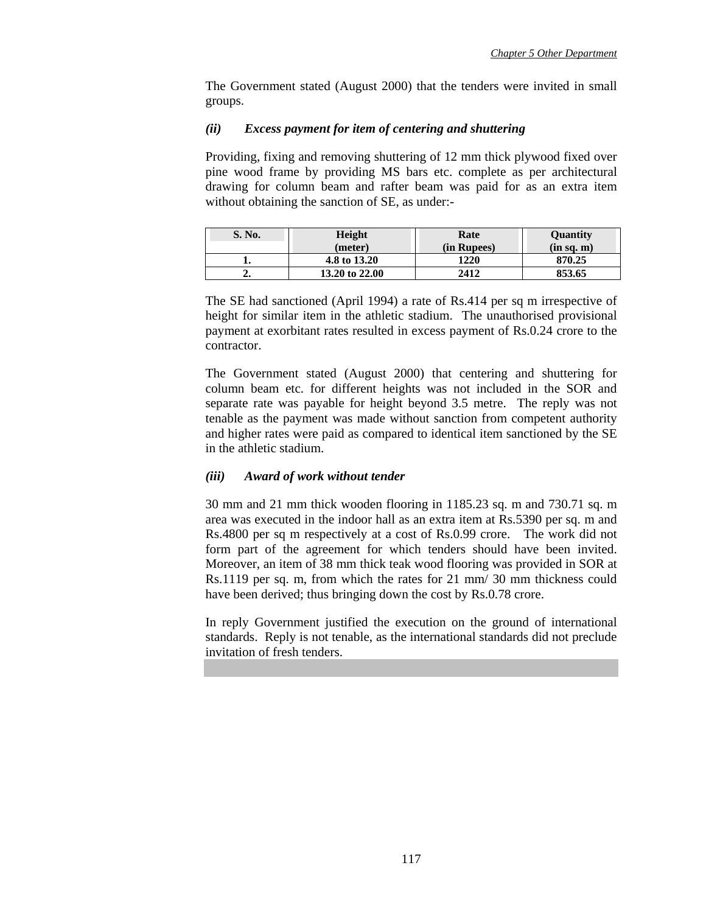The Government stated (August 2000) that the tenders were invited in small groups.

### *(ii) Excess payment for item of centering and shuttering*

Providing, fixing and removing shuttering of 12 mm thick plywood fixed over pine wood frame by providing MS bars etc. complete as per architectural drawing for column beam and rafter beam was paid for as an extra item without obtaining the sanction of SE, as under:-

| S. No. | Height (meter) | Rate (in Rupees) | Quantity (in sq. m) |
|---|---|---|---|
| 1. | 4.8 to 13.20 | 1220 | 870.25 |
| 2. | 13.20 to 22.00 | 2412 | 853.65 |

The SE had sanctioned (April 1994) a rate of Rs.414 per sq m irrespective of height for similar item in the athletic stadium. The unauthorised provisional payment at exorbitant rates resulted in excess payment of Rs.0.24 crore to the contractor.

The Government stated (August 2000) that centering and shuttering for column beam etc. for different heights was not included in the SOR and separate rate was payable for height beyond 3.5 metre. The reply was not tenable as the payment was made without sanction from competent authority and higher rates were paid as compared to identical item sanctioned by the SE in the athletic stadium.

### *(iii) Award of work without tender*

30 mm and 21 mm thick wooden flooring in 1185.23 sq. m and 730.71 sq. m area was executed in the indoor hall as an extra item at Rs.5390 per sq. m and Rs.4800 per sq m respectively at a cost of Rs.0.99 crore. The work did not form part of the agreement for which tenders should have been invited. Moreover, an item of 38 mm thick teak wood flooring was provided in SOR at Rs.1119 per sq. m, from which the rates for 21 mm/ 30 mm thickness could have been derived; thus bringing down the cost by Rs.0.78 crore.

In reply Government justified the execution on the ground of international standards. Reply is not tenable, as the international standards did not preclude invitation of fresh tenders.